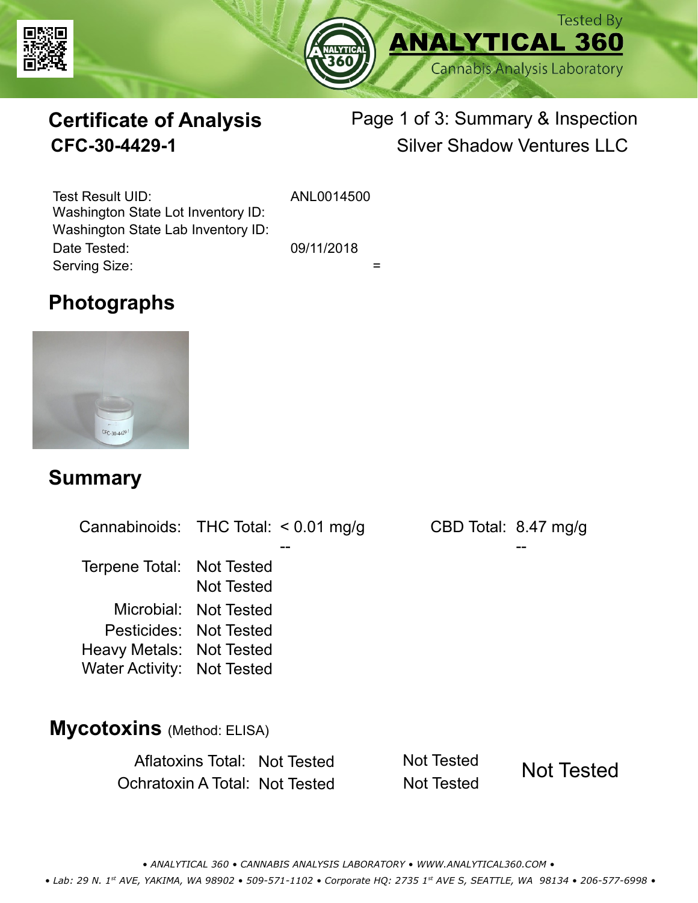Tested By
**ANALYTICAL 360**
Cannabis Analysis Laboratory

# Certificate of Analysis
## CFC-30-4429-1

Page 1 of 3: Summary & Inspection
Silver Shadow Ventures LLC

| | |
|---|---|
| Test Result UID: | ANL0014500 |
| Washington State Lot Inventory ID: | |
| Washington State Lab Inventory ID: | |
| Date Tested: | 09/11/2018 |
| Serving Size: | = |

## Photographs

## Summary

| | | | | |
|---|---|---|---|---|
| Cannabinoids: | THC Total: | < 0.01 mg/g | CBD Total: | 8.47 mg/g |
| | | -- | | -- |
| Terpene Total: | Not Tested | | | |
| | Not Tested | | | |
| Microbial: | Not Tested | | | |
| Pesticides: | Not Tested | | | |
| Heavy Metals: | Not Tested | | | |
| Water Activity: | Not Tested | | | |

## Mycotoxins (Method: ELISA)

| | | | |
|---|---|---|---|
| Aflatoxins Total: | Not Tested | Not Tested | Not Tested |
| Ochratoxin A Total: | Not Tested | Not Tested | |

• ANALYTICAL 360 • CANNABIS ANALYSIS LABORATORY • WWW.ANALYTICAL360.COM •

• Lab: 29 N. 1st AVE, YAKIMA, WA 98902 • 509-571-1102 • Corporate HQ: 2735 1st AVE S, SEATTLE, WA 98134 • 206-577-6998 •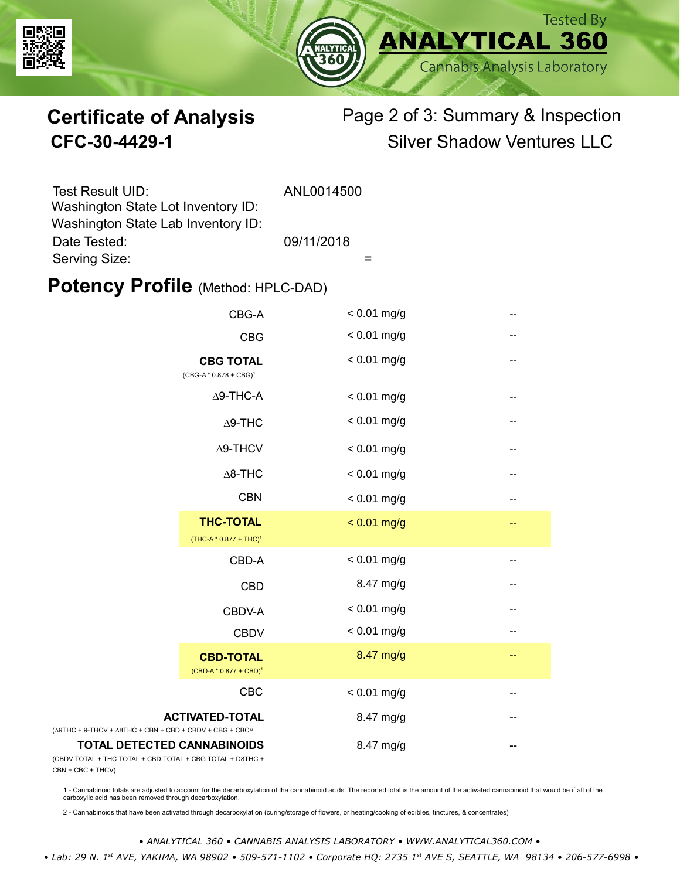# Certificate of Analysis

**CFC-30-4429-1**

Page 2 of 3: Summary & Inspection

Silver Shadow Ventures LLC

Tested By **ANALYTICAL 360** Cannabis Analysis Laboratory

| | |
|---|---|
| Test Result UID: | ANL0014500 |
| Washington State Lot Inventory ID: | |
| Washington State Lab Inventory ID: | |
| Date Tested: | 09/11/2018 |
| Serving Size: | = |

## Potency Profile (Method: HPLC-DAD)

| Cannabinoid | Result | |
|---|---|---|
| CBG-A | < 0.01 mg/g | -- |
| CBG | < 0.01 mg/g | -- |
| **CBG TOTAL** (CBG-A * 0.878 + CBG)[1] | < 0.01 mg/g | -- |
| Δ9-THC-A | < 0.01 mg/g | -- |
| Δ9-THC | < 0.01 mg/g | -- |
| Δ9-THCV | < 0.01 mg/g | -- |
| Δ8-THC | < 0.01 mg/g | -- |
| CBN | < 0.01 mg/g | -- |
| **THC-TOTAL** (THC-A * 0.877 + THC)[1] | < 0.01 mg/g | -- |
| CBD-A | < 0.01 mg/g | -- |
| CBD | 8.47 mg/g | -- |
| CBDV-A | < 0.01 mg/g | -- |
| CBDV | < 0.01 mg/g | -- |
| **CBD-TOTAL** (CBD-A * 0.877 + CBD)[1] | 8.47 mg/g | -- |
| CBC | < 0.01 mg/g | -- |
| **ACTIVATED-TOTAL** (Δ9THC + 9-THCV + Δ8THC + CBN + CBD + CBDV + CBG + CBC[2] | 8.47 mg/g | -- |
| **TOTAL DETECTED CANNABINOIDS** (CBDV TOTAL + THC TOTAL + CBD TOTAL + CBG TOTAL + D8THC + CBN + CBC + THCV) | 8.47 mg/g | -- |

1 - Cannabinoid totals are adjusted to account for the decarboxylation of the cannabinoid acids. The reported total is the amount of the activated cannabinoid that would be if all of the carboxylic acid has been removed through decarboxylation.

2 - Cannabinoids that have been activated through decarboxylation (curing/storage of flowers, or heating/cooking of edibles, tinctures, & concentrates)

*• ANALYTICAL 360 • CANNABIS ANALYSIS LABORATORY • WWW.ANALYTICAL360.COM •*

*• Lab: 29 N. 1st AVE, YAKIMA, WA 98902 • 509-571-1102 • Corporate HQ: 2735 1st AVE S, SEATTLE, WA 98134 • 206-577-6998 •*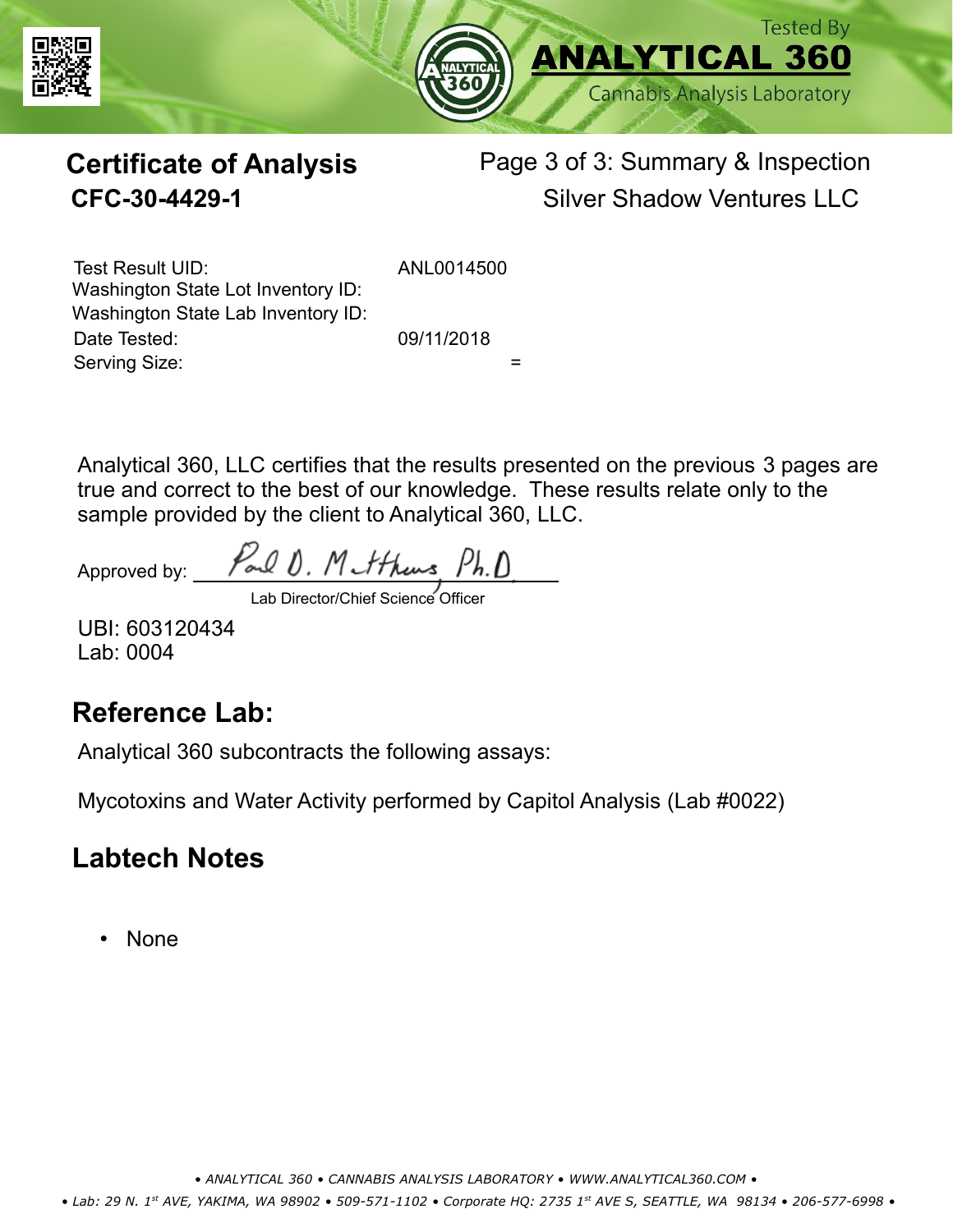Tested By
**ANALYTICAL 360**
Cannabis Analysis Laboratory

## Certificate of Analysis
**CFC-30-4429-1**

Page 3 of 3: Summary & Inspection
Silver Shadow Ventures LLC

| | |
|---|---|
| Test Result UID: | ANL0014500 |
| Washington State Lot Inventory ID: | |
| Washington State Lab Inventory ID: | |
| Date Tested: | 09/11/2018 |
| Serving Size: | = |

Analytical 360, LLC certifies that the results presented on the previous 3 pages are true and correct to the best of our knowledge. These results relate only to the sample provided by the client to Analytical 360, LLC.

Approved by: Paul D. Matthews, Ph.D
Lab Director/Chief Science Officer

UBI: 603120434
Lab: 0004

## Reference Lab:

Analytical 360 subcontracts the following assays:

Mycotoxins and Water Activity performed by Capitol Analysis (Lab #0022)

## Labtech Notes

- None

• ANALYTICAL 360 • CANNABIS ANALYSIS LABORATORY • WWW.ANALYTICAL360.COM •
• Lab: 29 N. 1st AVE, YAKIMA, WA 98902 • 509-571-1102 • Corporate HQ: 2735 1st AVE S, SEATTLE, WA 98134 • 206-577-6998 •